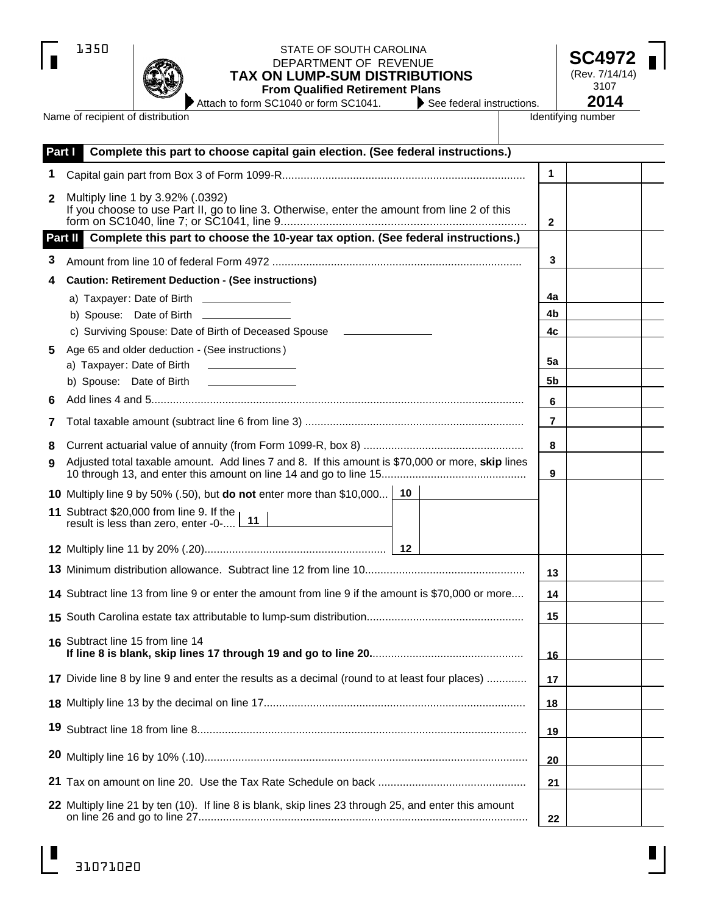1350

STATE OF SOUTH CAROLINA
DEPARTMENT OF REVENUE

# TAX ON LUMP-SUM DISTRIBUTIONS

**From Qualified Retirement Plans**

Attach to form SC1040 or form SC1041. See federal instructions.

**SC4972**
(Rev. 7/14/14)
3107
**2014**

Name of recipient of distribution | Identifying number

## Part I Complete this part to choose capital gain election. (See federal instructions.)

| | | | |
|---|---|---|---|
| **1** | Capital gain part from Box 3 of Form 1099-R | 1 | |
| **2** | Multiply line 1 by 3.92% (.0392) If you choose to use Part II, go to line 3. Otherwise, enter the amount from line 2 of this form on SC1040, line 7; or SC1041, line 9 | 2 | |

## Part II Complete this part to choose the 10-year tax option. (See federal instructions.)

| | | | |
|---|---|---|---|
| **3** | Amount from line 10 of federal Form 4972 | 3 | |
| **4** | **Caution: Retirement Deduction - (See instructions)** | | |
| | a) Taxpayer: Date of Birth ________ | 4a | |
| | b) Spouse: Date of Birth ________ | 4b | |
| | c) Surviving Spouse: Date of Birth of Deceased Spouse ________ | 4c | |
| **5** | Age 65 and older deduction - (See instructions) a) Taxpayer: Date of Birth ________ | 5a | |
| | b) Spouse: Date of Birth ________ | 5b | |
| **6** | Add lines 4 and 5 | 6 | |
| **7** | Total taxable amount (subtract line 6 from line 3) | 7 | |
| **8** | Current actuarial value of annuity (from Form 1099-R, box 8) | 8 | |
| **9** | Adjusted total taxable amount. Add lines 7 and 8. If this amount is $70,000 or more, **skip** lines 10 through 13, and enter this amount on line 14 and go to line 15 | 9 | |
| **10** | Multiply line 9 by 50% (.50), but **do not** enter more than $10,000... 10 ________ | | |
| **11** | Subtract $20,000 from line 9. If the result is less than zero, enter -0-.... 11 ________ | | |
| **12** | Multiply line 11 by 20% (.20)... 12 ________ | | |
| **13** | Minimum distribution allowance. Subtract line 12 from line 10 | 13 | |
| **14** | Subtract line 13 from line 9 or enter the amount from line 9 if the amount is $70,000 or more | 14 | |
| **15** | South Carolina estate tax attributable to lump-sum distribution | 15 | |
| **16** | Subtract line 15 from line 14 **If line 8 is blank, skip lines 17 through 19 and go to line 20.** | 16 | |
| **17** | Divide line 8 by line 9 and enter the results as a decimal (round to at least four places) | 17 | |
| **18** | Multiply line 13 by the decimal on line 17 | 18 | |
| **19** | Subtract line 18 from line 8 | 19 | |
| **20** | Multiply line 16 by 10% (.10) | 20 | |
| **21** | Tax on amount on line 20. Use the Tax Rate Schedule on back | 21 | |
| **22** | Multiply line 21 by ten (10). If line 8 is blank, skip lines 23 through 25, and enter this amount on line 26 and go to line 27 | 22 | |

31071020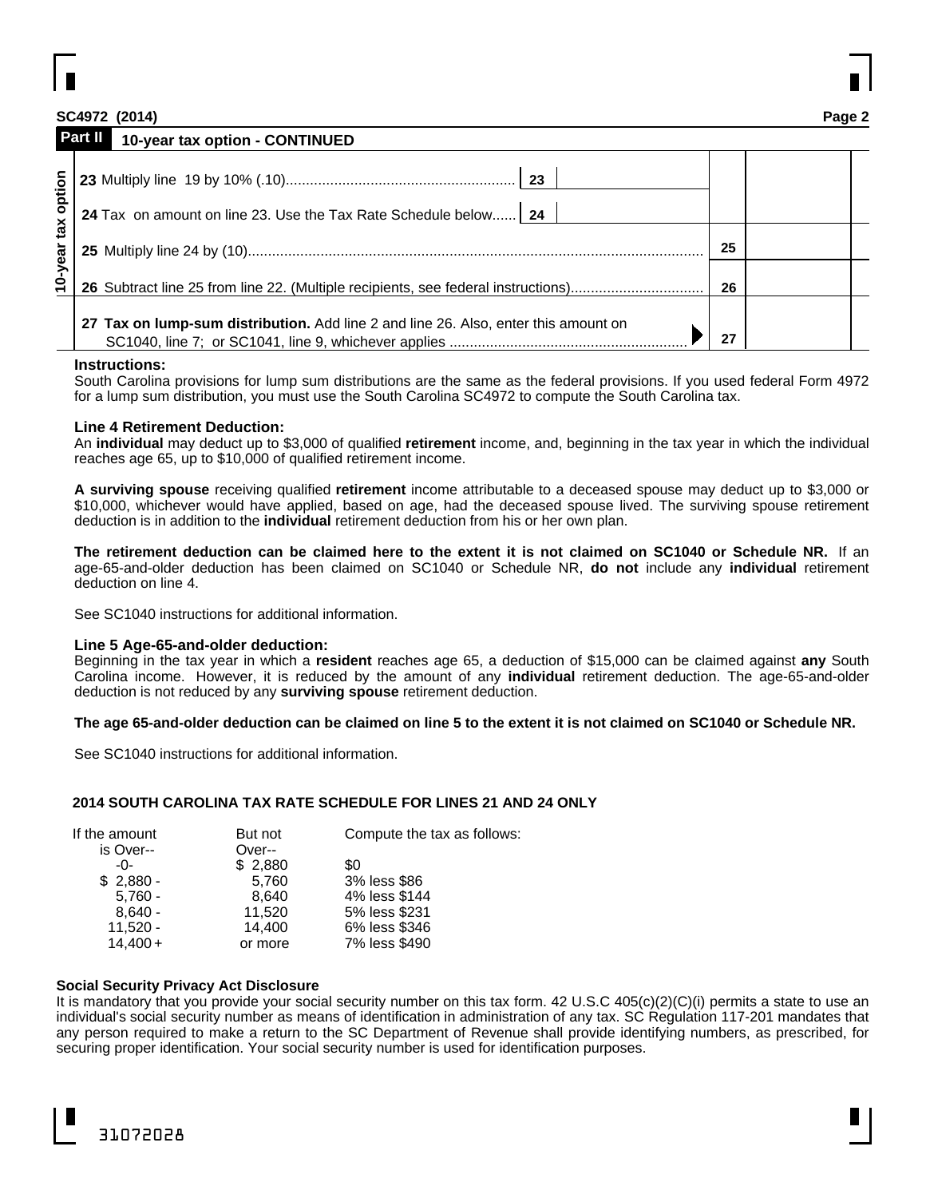SC4972 (2014)

## Part II 10-year tax option - CONTINUED

| | | | | |
|---|---|---|---|---|
| 10-year tax option | 23 Multiply line 19 by 10% (.10) | 23 | | |
| | 24 Tax on amount on line 23. Use the Tax Rate Schedule below | 24 | | |
| | 25 Multiply line 24 by (10) | | 25 | |
| | 26 Subtract line 25 from line 22. (Multiple recipients, see federal instructions) | | 26 | |
| | **27 Tax on lump-sum distribution.** Add line 2 and line 26. Also, enter this amount on SC1040, line 7; or SC1041, line 9, whichever applies | | 27 | |

**Instructions:**

South Carolina provisions for lump sum distributions are the same as the federal provisions. If you used federal Form 4972 for a lump sum distribution, you must use the South Carolina SC4972 to compute the South Carolina tax.

**Line 4 Retirement Deduction:**

An **individual** may deduct up to $3,000 of qualified **retirement** income, and, beginning in the tax year in which the individual reaches age 65, up to $10,000 of qualified retirement income.

**A surviving spouse** receiving qualified **retirement** income attributable to a deceased spouse may deduct up to $3,000 or $10,000, whichever would have applied, based on age, had the deceased spouse lived. The surviving spouse retirement deduction is in addition to the **individual** retirement deduction from his or her own plan.

**The retirement deduction can be claimed here to the extent it is not claimed on SC1040 or Schedule NR.** If an age-65-and-older deduction has been claimed on SC1040 or Schedule NR, **do not** include any **individual** retirement deduction on line 4.

See SC1040 instructions for additional information.

**Line 5 Age-65-and-older deduction:**

Beginning in the tax year in which a **resident** reaches age 65, a deduction of $15,000 can be claimed against **any** South Carolina income. However, it is reduced by the amount of any **individual** retirement deduction. The age-65-and-older deduction is not reduced by any **surviving spouse** retirement deduction.

**The age 65-and-older deduction can be claimed on line 5 to the extent it is not claimed on SC1040 or Schedule NR.**

See SC1040 instructions for additional information.

**2014 SOUTH CAROLINA TAX RATE SCHEDULE FOR LINES 21 AND 24 ONLY**

| If the amount is Over-- | But not Over-- | Compute the tax as follows: |
|---|---|---|
| -0- | $ 2,880 | $0 |
| $ 2,880 - | 5,760 | 3% less $86 |
| 5,760 - | 8,640 | 4% less $144 |
| 8,640 - | 11,520 | 5% less $231 |
| 11,520 - | 14,400 | 6% less $346 |
| 14,400 + | or more | 7% less $490 |

**Social Security Privacy Act Disclosure**

It is mandatory that you provide your social security number on this tax form. 42 U.S.C 405(c)(2)(C)(i) permits a state to use an individual's social security number as means of identification in administration of any tax. SC Regulation 117-201 mandates that any person required to make a return to the SC Department of Revenue shall provide identifying numbers, as prescribed, for securing proper identification. Your social security number is used for identification purposes.

31072028